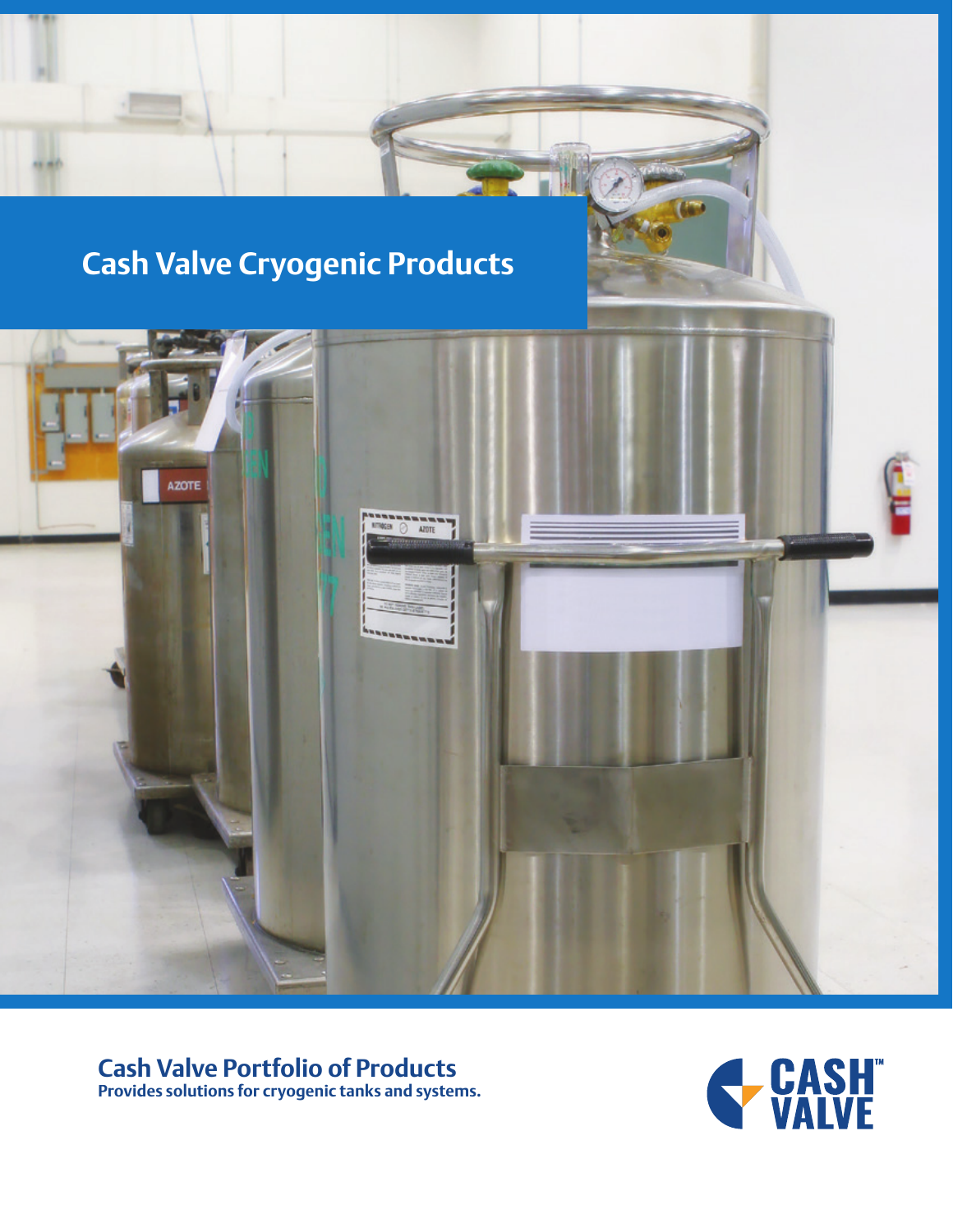# Cash Valve Cryogenic Products

## Cash Valve Portfolio of Products

**Provides solutions for cryogenic tanks and systems.**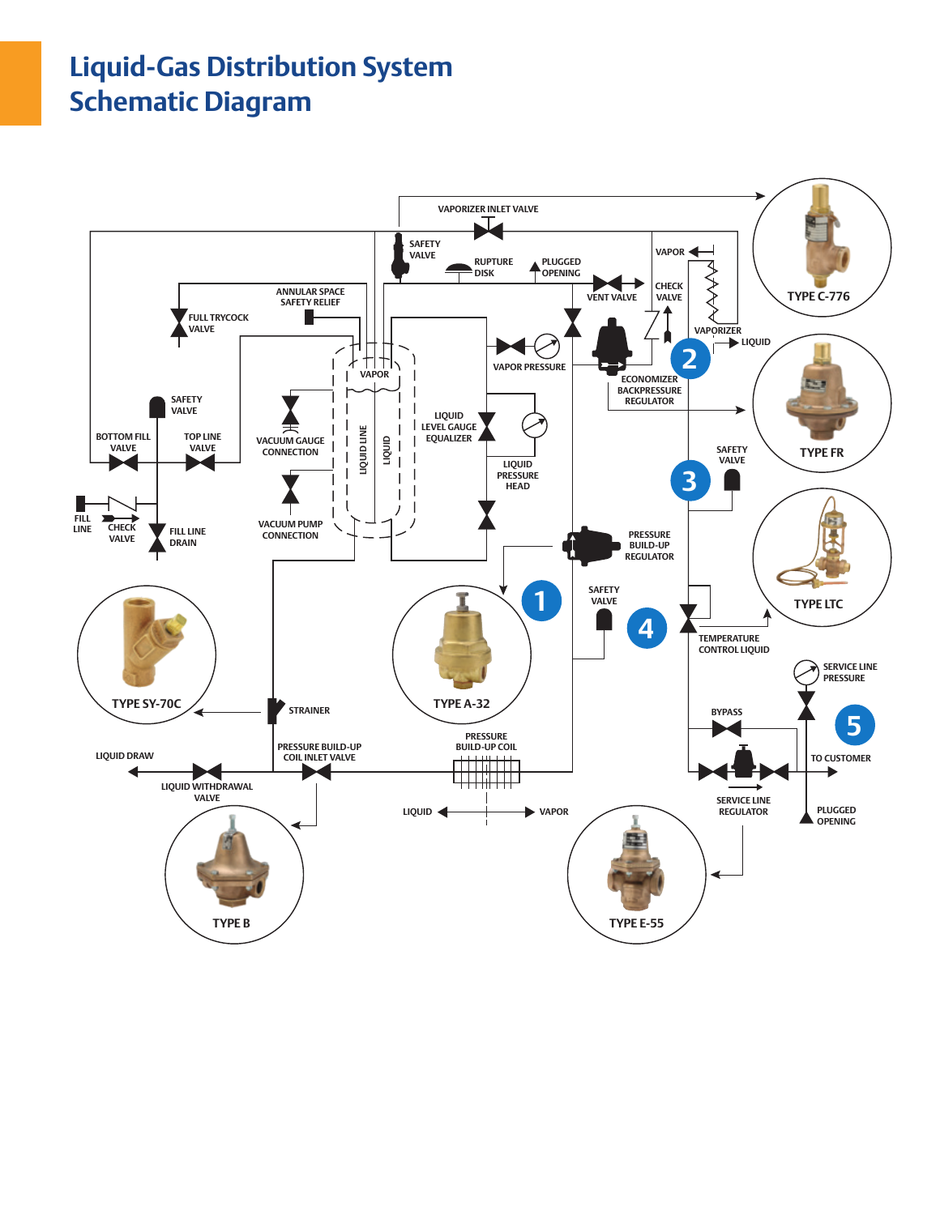# Liquid-Gas Distribution System Schematic Diagram

VAPORIZER INLET VALVE

SAFETY VALVE

RUPTURE DISK

PLUGGED OPENING

VAPOR

CHECK VALVE

VENT VALVE

VAPORIZER

LIQUID

TYPE C-776

ANNULAR SPACE SAFETY RELIEF

FULL TRYCOCK VALVE

VAPOR

VAPOR PRESSURE

ECONOMIZER BACKPRESSURE REGULATOR

2

TYPE FR

SAFETY VALVE

LIQUID LEVEL GAUGE EQUALIZER

VACUUM GAUGE CONNECTION

LIQUID LINE

LIQUID

BOTTOM FILL VALVE

TOP LINE VALVE

LIQUID PRESSURE HEAD

SAFETY VALVE

3

FILL LINE

CHECK VALVE

FILL LINE DRAIN

VACUUM PUMP CONNECTION

PRESSURE BUILD-UP REGULATOR

TYPE LTC

1

SAFETY VALVE

4

TEMPERATURE CONTROL LIQUID

TYPE SY-70C

TYPE A-32

SERVICE LINE PRESSURE

STRAINER

BYPASS

5

PRESSURE BUILD-UP COIL INLET VALVE

PRESSURE BUILD-UP COIL

LIQUID DRAW

TO CUSTOMER

LIQUID WITHDRAWAL VALVE

LIQUID

VAPOR

SERVICE LINE REGULATOR

PLUGGED OPENING

TYPE B

TYPE E-55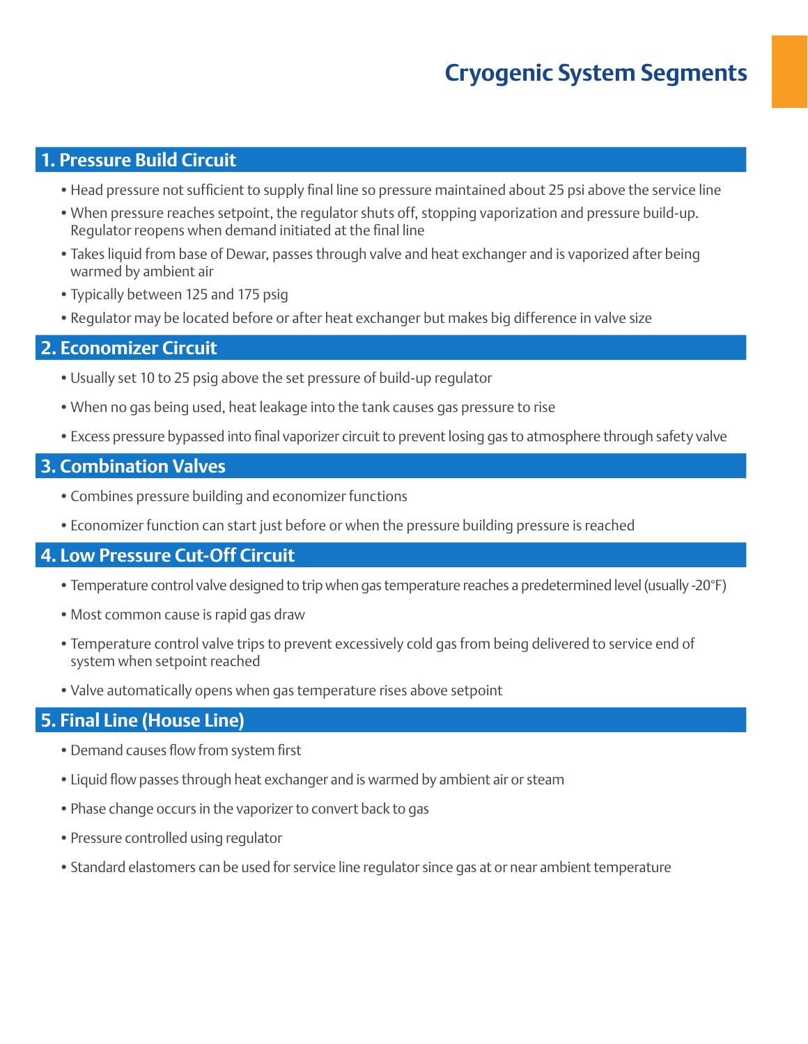# Cryogenic System Segments

## 1. Pressure Build Circuit

- Head pressure not sufficient to supply final line so pressure maintained about 25 psi above the service line
- When pressure reaches setpoint, the regulator shuts off, stopping vaporization and pressure build-up. Regulator reopens when demand initiated at the final line
- Takes liquid from base of Dewar, passes through valve and heat exchanger and is vaporized after being warmed by ambient air
- Typically between 125 and 175 psig
- Regulator may be located before or after heat exchanger but makes big difference in valve size

## 2. Economizer Circuit

- Usually set 10 to 25 psig above the set pressure of build-up regulator
- When no gas being used, heat leakage into the tank causes gas pressure to rise
- Excess pressure bypassed into final vaporizer circuit to prevent losing gas to atmosphere through safety valve

## 3. Combination Valves

- Combines pressure building and economizer functions
- Economizer function can start just before or when the pressure building pressure is reached

## 4. Low Pressure Cut-Off Circuit

- Temperature control valve designed to trip when gas temperature reaches a predetermined level (usually -20°F)
- Most common cause is rapid gas draw
- Temperature control valve trips to prevent excessively cold gas from being delivered to service end of system when setpoint reached
- Valve automatically opens when gas temperature rises above setpoint

## 5. Final Line (House Line)

- Demand causes flow from system first
- Liquid flow passes through heat exchanger and is warmed by ambient air or steam
- Phase change occurs in the vaporizer to convert back to gas
- Pressure controlled using regulator
- Standard elastomers can be used for service line regulator since gas at or near ambient temperature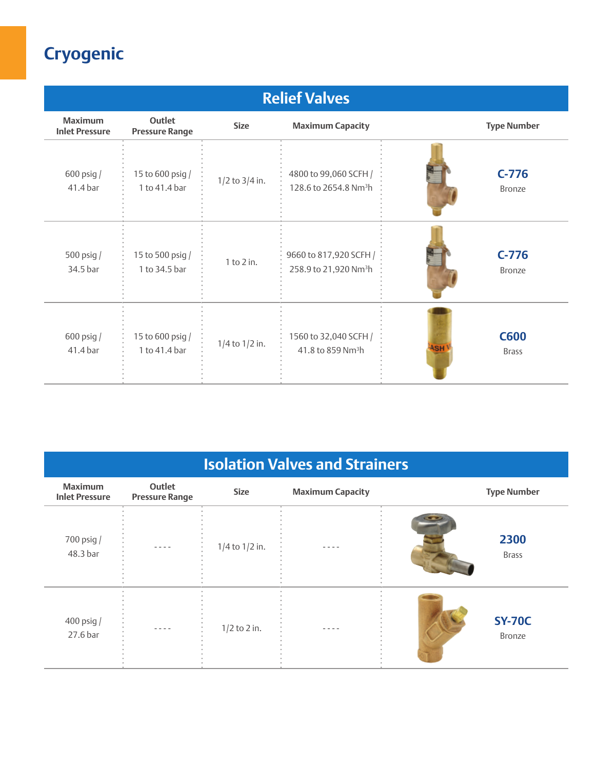# Cryogenic

## Relief Valves

| Maximum Inlet Pressure | Outlet Pressure Range | Size | Maximum Capacity | Type Number |
|---|---|---|---|---|
| 600 psig / 41.4 bar | 15 to 600 psig / 1 to 41.4 bar | 1/2 to 3/4 in. | 4800 to 99,060 SCFH / 128.6 to 2654.8 $Nm^3h$ | C-776 Bronze |
| 500 psig / 34.5 bar | 15 to 500 psig / 1 to 34.5 bar | 1 to 2 in. | 9660 to 817,920 SCFH / 258.9 to 21,920 $Nm^3h$ | C-776 Bronze |
| 600 psig / 41.4 bar | 15 to 600 psig / 1 to 41.4 bar | 1/4 to 1/2 in. | 1560 to 32,040 SCFH / 41.8 to 859 $Nm^3h$ | C600 Brass |

## Isolation Valves and Strainers

| Maximum Inlet Pressure | Outlet Pressure Range | Size | Maximum Capacity | Type Number |
|---|---|---|---|---|
| 700 psig / 48.3 bar | - - - - | 1/4 to 1/2 in. | - - - - | 2300 Brass |
| 400 psig / 27.6 bar | - - - - | 1/2 to 2 in. | - - - - | SY-70C Bronze |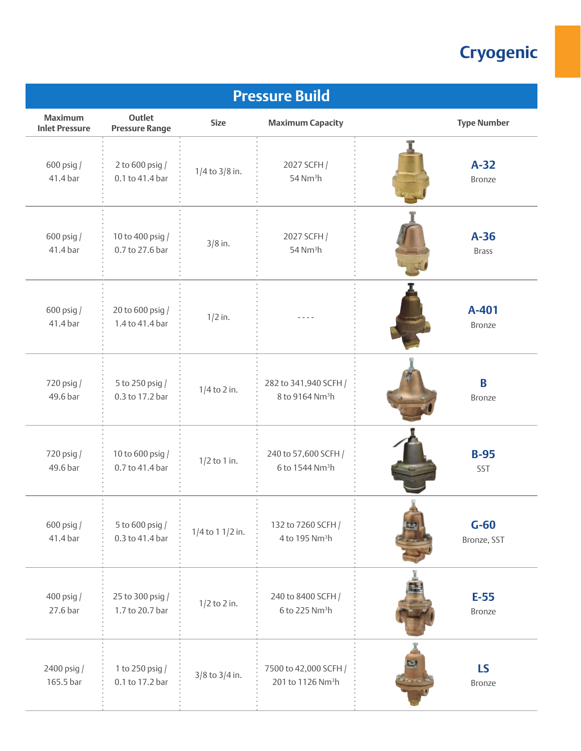# Cryogenic

## Pressure Build

| Maximum Inlet Pressure | Outlet Pressure Range | Size | Maximum Capacity | Type Number |
|---|---|---|---|---|
| 600 psig / 41.4 bar | 2 to 600 psig / 0.1 to 41.4 bar | 1/4 to 3/8 in. | 2027 SCFH / 54 $Nm^3h$ | **A-32** Bronze |
| 600 psig / 41.4 bar | 10 to 400 psig / 0.7 to 27.6 bar | 3/8 in. | 2027 SCFH / 54 $Nm^3h$ | **A-36** Brass |
| 600 psig / 41.4 bar | 20 to 600 psig / 1.4 to 41.4 bar | 1/2 in. | - - - - | **A-401** Bronze |
| 720 psig / 49.6 bar | 5 to 250 psig / 0.3 to 17.2 bar | 1/4 to 2 in. | 282 to 341,940 SCFH / 8 to 9164 $Nm^3h$ | **B** Bronze |
| 720 psig / 49.6 bar | 10 to 600 psig / 0.7 to 41.4 bar | 1/2 to 1 in. | 240 to 57,600 SCFH / 6 to 1544 $Nm^3h$ | **B-95** SST |
| 600 psig / 41.4 bar | 5 to 600 psig / 0.3 to 41.4 bar | 1/4 to 1 1/2 in. | 132 to 7260 SCFH / 4 to 195 $Nm^3h$ | **G-60** Bronze, SST |
| 400 psig / 27.6 bar | 25 to 300 psig / 1.7 to 20.7 bar | 1/2 to 2 in. | 240 to 8400 SCFH / 6 to 225 $Nm^3h$ | **E-55** Bronze |
| 2400 psig / 165.5 bar | 1 to 250 psig / 0.1 to 17.2 bar | 3/8 to 3/4 in. | 7500 to 42,000 SCFH / 201 to 1126 $Nm^3h$ | **LS** Bronze |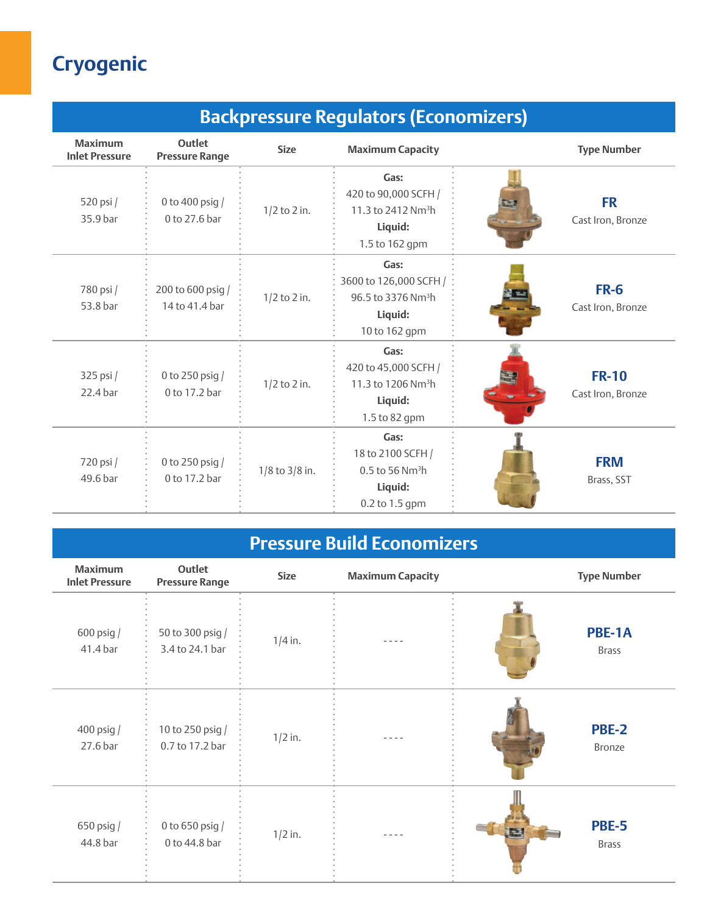# Cryogenic

## Backpressure Regulators (Economizers)

| Maximum Inlet Pressure | Outlet Pressure Range | Size | Maximum Capacity | Type Number |
|---|---|---|---|---|
| 520 psi / 35.9 bar | 0 to 400 psig / 0 to 27.6 bar | 1/2 to 2 in. | **Gas:** 420 to 90,000 SCFH / 11.3 to 2412 $Nm^3h$ **Liquid:** 1.5 to 162 gpm | **FR** Cast Iron, Bronze |
| 780 psi / 53.8 bar | 200 to 600 psig / 14 to 41.4 bar | 1/2 to 2 in. | **Gas:** 3600 to 126,000 SCFH / 96.5 to 3376 $Nm^3h$ **Liquid:** 10 to 162 gpm | **FR-6** Cast Iron, Bronze |
| 325 psi / 22.4 bar | 0 to 250 psig / 0 to 17.2 bar | 1/2 to 2 in. | **Gas:** 420 to 45,000 SCFH / 11.3 to 1206 $Nm^3h$ **Liquid:** 1.5 to 82 gpm | **FR-10** Cast Iron, Bronze |
| 720 psi / 49.6 bar | 0 to 250 psig / 0 to 17.2 bar | 1/8 to 3/8 in. | **Gas:** 18 to 2100 SCFH / 0.5 to 56 $Nm^3h$ **Liquid:** 0.2 to 1.5 gpm | **FRM** Brass, SST |

## Pressure Build Economizers

| Maximum Inlet Pressure | Outlet Pressure Range | Size | Maximum Capacity | Type Number |
|---|---|---|---|---|
| 600 psig / 41.4 bar | 50 to 300 psig / 3.4 to 24.1 bar | 1/4 in. | ---- | **PBE-1A** Brass |
| 400 psig / 27.6 bar | 10 to 250 psig / 0.7 to 17.2 bar | 1/2 in. | ---- | **PBE-2** Bronze |
| 650 psig / 44.8 bar | 0 to 650 psig / 0 to 44.8 bar | 1/2 in. | ---- | **PBE-5** Brass |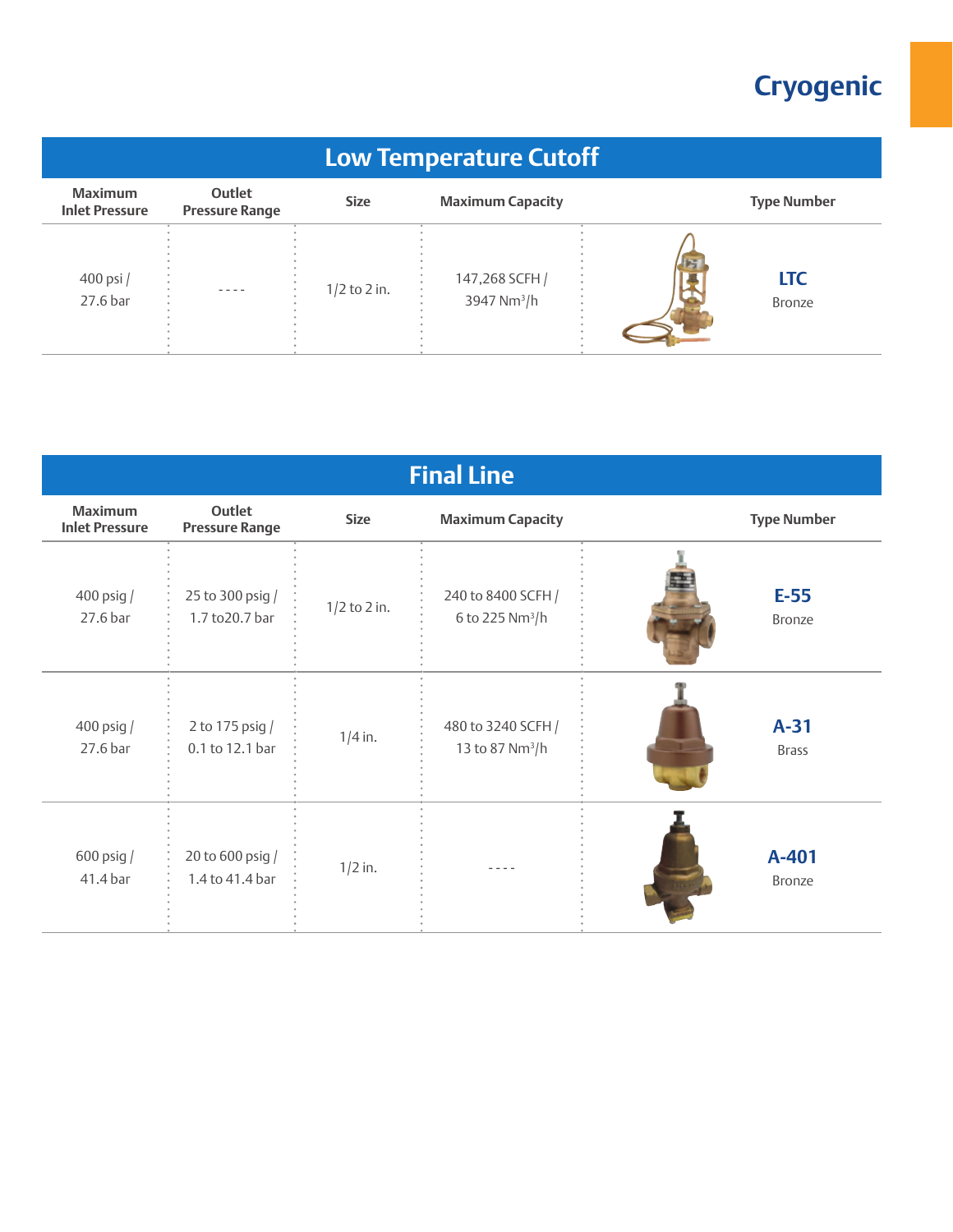# Cryogenic

## Low Temperature Cutoff

| Maximum Inlet Pressure | Outlet Pressure Range | Size | Maximum Capacity | Type Number |
|---|---|---|---|---|
| 400 psi / 27.6 bar | - - - - | 1/2 to 2 in. | 147,268 SCFH / 3947 $Nm^3/h$ | **LTC** Bronze |

## Final Line

| Maximum Inlet Pressure | Outlet Pressure Range | Size | Maximum Capacity | Type Number |
|---|---|---|---|---|
| 400 psig / 27.6 bar | 25 to 300 psig / 1.7 to20.7 bar | 1/2 to 2 in. | 240 to 8400 SCFH / 6 to 225 $Nm^3/h$ | **E-55** Bronze |
| 400 psig / 27.6 bar | 2 to 175 psig / 0.1 to 12.1 bar | 1/4 in. | 480 to 3240 SCFH / 13 to 87 $Nm^3/h$ | **A-31** Brass |
| 600 psig / 41.4 bar | 20 to 600 psig / 1.4 to 41.4 bar | 1/2 in. | - - - - | **A-401** Bronze |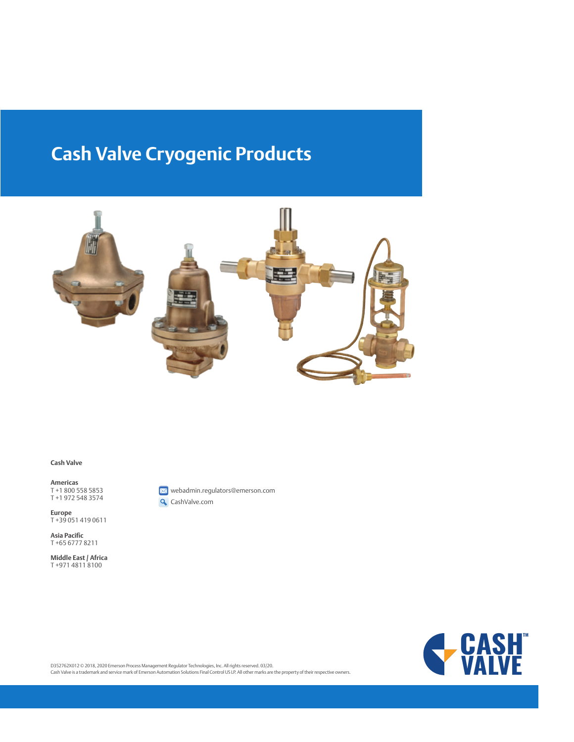# Cash Valve Cryogenic Products

**Cash Valve**

**Americas**
T +1 800 558 5853
T +1 972 548 3574

**Europe**
T +39 051 419 0611

**Asia Pacific**
T +65 6777 8211

**Middle East / Africa**
T +971 4811 8100

webadmin.regulators@emerson.com

CashValve.com

D352762X012 © 2018, 2020 Emerson Process Management Regulator Technologies, Inc. All rights reserved. 03/20.
Cash Valve is a trademark and service mark of Emerson Automation Solutions Final Control US LP. All other marks are the property of their respective owners.

CASH™ VALVE